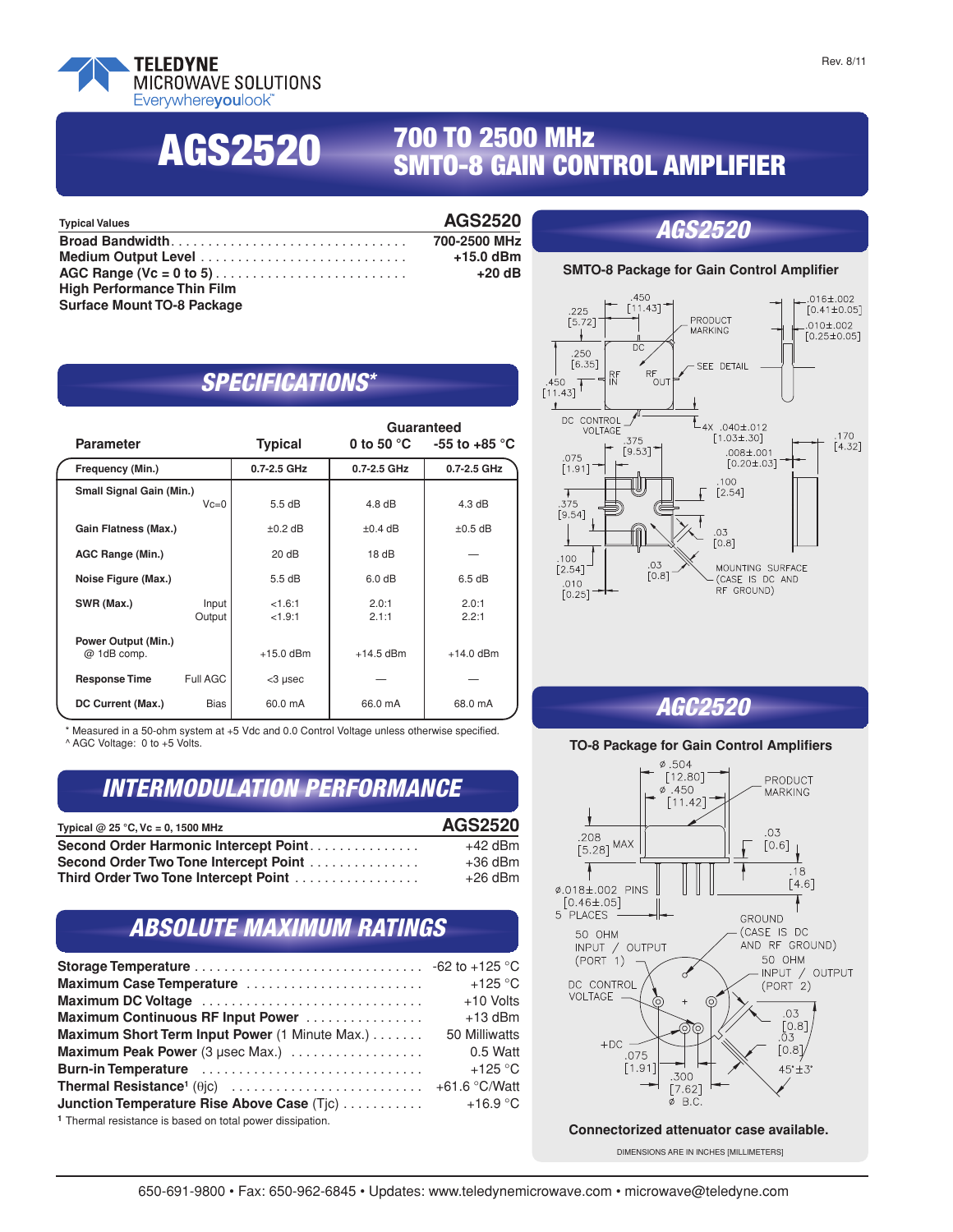TELEDYNE MICROWAVE SOLUTIONS
Everywhereyoulook™

Rev. 8/11

# AGS2520

## 700 TO 2500 MHz SMTO-8 GAIN CONTROL AMPLIFIER

| Typical Values | AGS2520 |
|---|---|
| **Broad Bandwidth** | **700-2500 MHz** |
| **Medium Output Level** | **+15.0 dBm** |
| **AGC Range (Vc = 0 to 5)** | **+20 dB** |
| **High Performance Thin Film** | |
| **Surface Mount TO-8 Package** | |

## SPECIFICATIONS*

| Parameter | | Typical | Guaranteed 0 to 50 °C | Guaranteed -55 to +85 °C |
|---|---|---|---|---|
| **Frequency (Min.)** | | 0.7-2.5 GHz | 0.7-2.5 GHz | 0.7-2.5 GHz |
| **Small Signal Gain (Min.)** | Vc=0 | 5.5 dB | 4.8 dB | 4.3 dB |
| **Gain Flatness (Max.)** | | ±0.2 dB | ±0.4 dB | ±0.5 dB |
| **AGC Range (Min.)** | | 20 dB | 18 dB | — |
| **Noise Figure (Max.)** | | 5.5 dB | 6.0 dB | 6.5 dB |
| **SWR (Max.)** | Input | <1.6:1 | 2.0:1 | 2.0:1 |
| | Output | <1.9:1 | 2.1:1 | 2.2:1 |
| **Power Output (Min.)** @ 1dB comp. | | +15.0 dBm | +14.5 dBm | +14.0 dBm |
| **Response Time** | Full AGC | <3 µsec | — | — |
| **DC Current (Max.)** | Bias | 60.0 mA | 66.0 mA | 68.0 mA |

\* Measured in a 50-ohm system at +5 Vdc and 0.0 Control Voltage unless otherwise specified.
^ AGC Voltage: 0 to +5 Volts.

## INTERMODULATION PERFORMANCE

| Typical @ 25 °C, Vc = 0, 1500 MHz | AGS2520 |
|---|---|
| **Second Order Harmonic Intercept Point** | +42 dBm |
| **Second Order Two Tone Intercept Point** | +36 dBm |
| **Third Order Two Tone Intercept Point** | +26 dBm |

## ABSOLUTE MAXIMUM RATINGS

| | |
|---|---|
| **Storage Temperature** | -62 to +125 °C |
| **Maximum Case Temperature** | +125 °C |
| **Maximum DC Voltage** | +10 Volts |
| **Maximum Continuous RF Input Power** | +13 dBm |
| **Maximum Short Term Input Power** (1 Minute Max.) | 50 Milliwatts |
| **Maximum Peak Power** (3 µsec Max.) | 0.5 Watt |
| **Burn-in Temperature** | +125 °C |
| **Thermal Resistance**[1] ($\theta jc$) | +61.6 °C/Watt |
| **Junction Temperature Rise Above Case** (Tjc) | +16.9 °C |

[1] Thermal resistance is based on total power dissipation.

## AGS2520

**SMTO-8 Package for Gain Control Amplifier**

.450 [11.43]; .225 [5.72]; .250 [6.35]; .450 [11.43]; DC; RF IN; RF OUT; PRODUCT MARKING; SEE DETAIL; .016±.002 [0.41±0.05]; .010±.002 [0.25±0.05]; DC CONTROL VOLTAGE; 4X .040±.012 [1.03±.30]; .375 [9.53]; .075 [1.91]; .008±.001 [0.20±.03]; .170 [4.32]; .100 [2.54]; .375 [9.54]; .03 [0.8]; .100 [2.54]; .03 [0.8]; .010 [0.25]; MOUNTING SURFACE (CASE IS DC AND RF GROUND)

## AGC2520

**TO-8 Package for Gain Control Amplifiers**

ø .504 [12.80]; ø .450 [11.42]; PRODUCT MARKING; .208 [5.28] MAX; .03 [0.6]; .18 [4.6]; ø.018±.002 PINS [0.46±.05] 5 PLACES; GROUND (CASE IS DC AND RF GROUND); 50 OHM INPUT / OUTPUT (PORT 1); 50 OHM INPUT / OUTPUT (PORT 2); DC CONTROL VOLTAGE; +DC; .075 [1.91]; .300 [7.62] ø B.C.; .03 [0.8]; .03 [0.8]; 45°±3°

**Connectorized attenuator case available.**

DIMENSIONS ARE IN INCHES [MILLIMETERS]

650-691-9800 • Fax: 650-962-6845 • Updates: www.teledynemicrowave.com • microwave@teledyne.com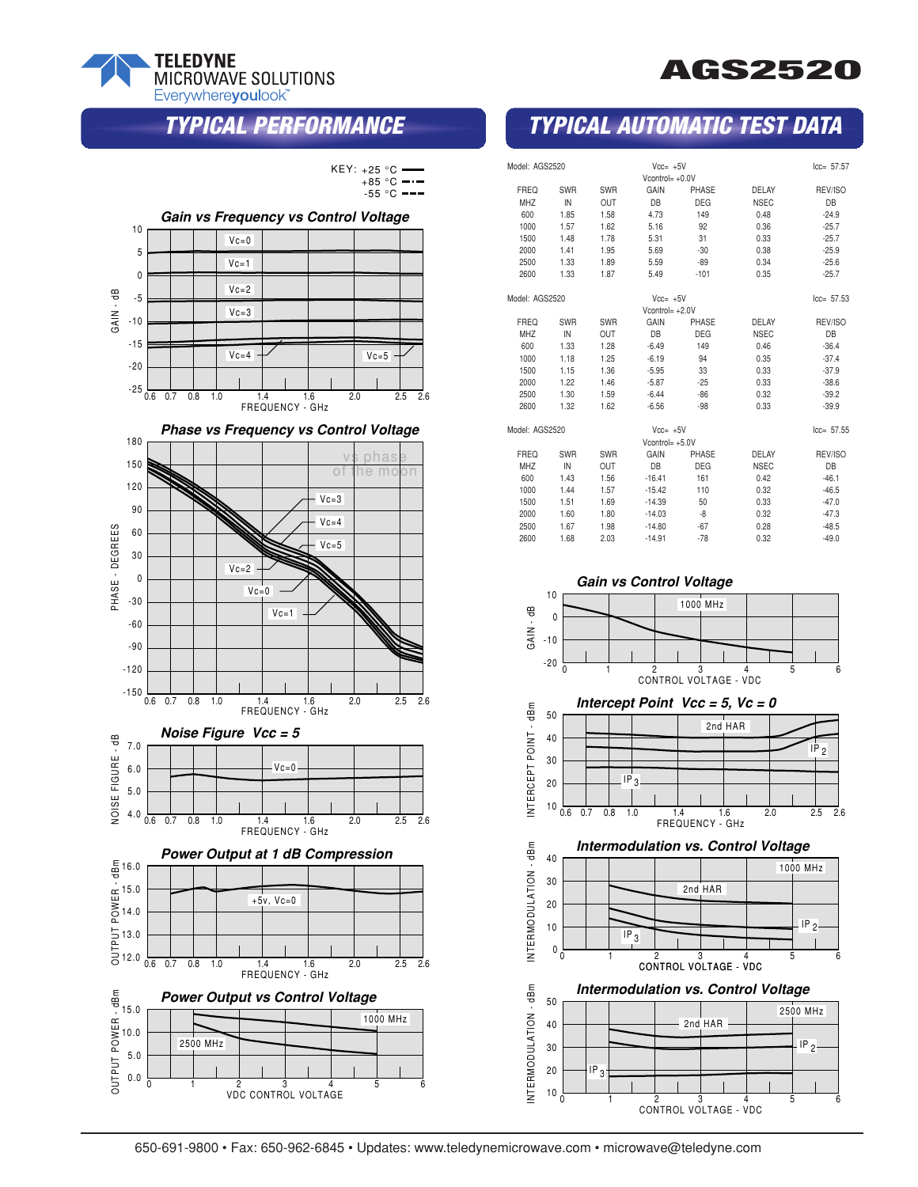**TELEDYNE**
**MICROWAVE SOLUTIONS**
Everywhereyoulook™

# AGS2520

## TYPICAL PERFORMANCE

KEY: +25 °C
+85 °C
-55 °C

### Gain vs Frequency vs Control Voltage

GAIN - dB
10
5
0
-5
-10
-15
-20
-25
0.6 0.7 0.8 1.0 1.4 1.6 2.0 2.5 2.6
FREQUENCY - GHz
Vc=0
Vc=1
Vc=2
Vc=3
Vc=4
Vc=5

### Phase vs Frequency vs Control Voltage

PHASE - DEGREES
180
150
120
90
60
30
0
-30
-60
-90
-120
-150
0.6 0.7 0.8 1.0 1.4 1.6 2.0 2.5 2.6
FREQUENCY - GHz
vs phase of the moon
Vc=3
Vc=4
Vc=5
Vc=2
Vc=0
Vc=1

### Noise Figure Vcc = 5

NOISE FIGURE - dB
7.0
6.0
5.0
4.0
0.6 0.7 0.8 1.0 1.4 1.6 2.0 2.5 2.6
FREQUENCY - GHz
Vc=0

### Power Output at 1 dB Compression

OUTPUT POWER - dBm
16.0
15.0
14.0
13.0
12.0
0.6 0.7 0.8 1.0 1.4 1.6 2.0 2.5 2.6
FREQUENCY - GHz
+5v, Vc=0

### Power Output vs Control Voltage

OUTPUT POWER - dBm
15.0
10.0
5.0
0.0
0 1 2 3 4 5 6
VDC CONTROL VOLTAGE
1000 MHz
2500 MHz

## TYPICAL AUTOMATIC TEST DATA

Model: AGS2520 Vcc= +5V Vcontrol= +0.0V Icc= 57.57

| FREQ MHZ | SWR IN | SWR OUT | GAIN DB | PHASE DEG | DELAY NSEC | REV/ISO DB |
|---|---|---|---|---|---|---|
| 600 | 1.85 | 1.58 | 4.73 | 149 | 0.48 | -24.9 |
| 1000 | 1.57 | 1.62 | 5.16 | 92 | 0.36 | -25.7 |
| 1500 | 1.48 | 1.78 | 5.31 | 31 | 0.33 | -25.7 |
| 2000 | 1.41 | 1.95 | 5.69 | -30 | 0.38 | -25.9 |
| 2500 | 1.33 | 1.89 | 5.59 | -89 | 0.34 | -25.6 |
| 2600 | 1.33 | 1.87 | 5.49 | -101 | 0.35 | -25.7 |

Model: AGS2520 Vcc= +5V Vcontrol= +2.0V Icc= 57.53

| FREQ MHZ | SWR IN | SWR OUT | GAIN DB | PHASE DEG | DELAY NSEC | REV/ISO DB |
|---|---|---|---|---|---|---|
| 600 | 1.33 | 1.28 | -6.49 | 149 | 0.46 | -36.4 |
| 1000 | 1.18 | 1.25 | -6.19 | 94 | 0.35 | -37.4 |
| 1500 | 1.15 | 1.36 | -5.95 | 33 | 0.33 | -37.9 |
| 2000 | 1.22 | 1.46 | -5.87 | -25 | 0.33 | -38.6 |
| 2500 | 1.30 | 1.59 | -6.44 | -86 | 0.32 | -39.2 |
| 2600 | 1.32 | 1.62 | -6.56 | -98 | 0.33 | -39.9 |

Model: AGS2520 Vcc= +5V Vcontrol= +5.0V Icc= 57.55

| FREQ MHZ | SWR IN | SWR OUT | GAIN DB | PHASE DEG | DELAY NSEC | REV/ISO DB |
|---|---|---|---|---|---|---|
| 600 | 1.43 | 1.56 | -16.41 | 161 | 0.42 | -46.1 |
| 1000 | 1.44 | 1.57 | -15.42 | 110 | 0.32 | -46.5 |
| 1500 | 1.51 | 1.69 | -14.39 | 50 | 0.33 | -47.0 |
| 2000 | 1.60 | 1.80 | -14.03 | -8 | 0.32 | -47.3 |
| 2500 | 1.67 | 1.98 | -14.80 | -67 | 0.28 | -48.5 |
| 2600 | 1.68 | 2.03 | -14.91 | -78 | 0.32 | -49.0 |

### Gain vs Control Voltage

GAIN - dB
10
0
-10
-20
0 1 2 3 4 5 6
CONTROL VOLTAGE - VDC
1000 MHz

### Intercept Point Vcc = 5, Vc = 0

INTERCEPT POINT - dBm
50
40
30
20
10
0.6 0.7 0.8 1.0 1.4 1.6 2.0 2.5 2.6
FREQUENCY - GHz
2nd HAR
IP 2
IP 3

### Intermodulation vs. Control Voltage

INTERMODULATION - dBm
40
30
20
10
0
0 1 2 3 4 5 6
CONTROL VOLTAGE - VDC
1000 MHz
2nd HAR
IP 2
IP 3

### Intermodulation vs. Control Voltage

INTERMODULATION - dBm
50
40
30
20
10
0 1 2 3 4 5 6
CONTROL VOLTAGE - VDC
2500 MHz
2nd HAR
IP 2
IP 3

650-691-9800 • Fax: 650-962-6845 • Updates: www.teledynemicrowave.com • microwave@teledyne.com